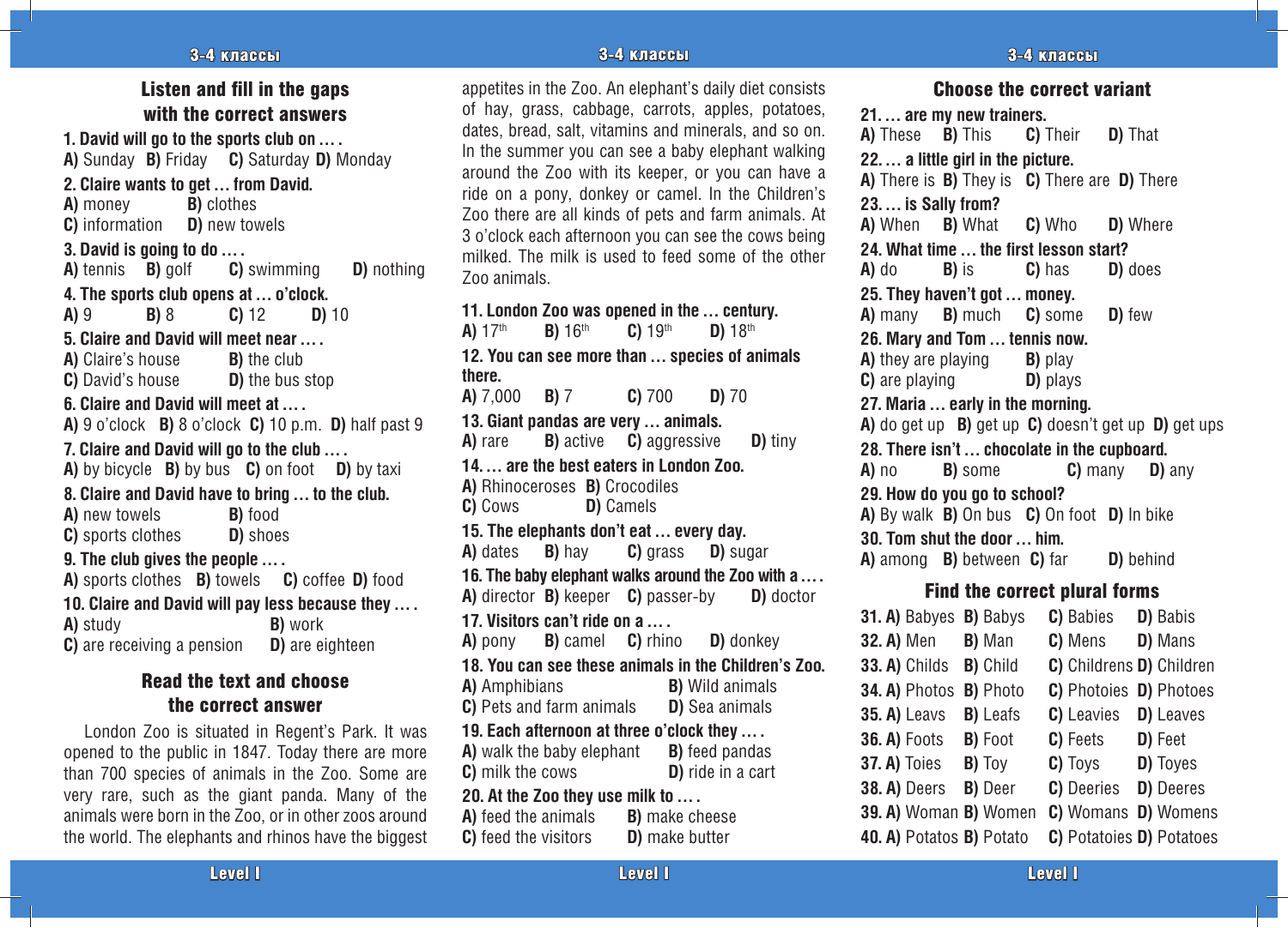## Listen and fill in the gaps with the correct answers

**1. David will go to the sports club on … .**
A) Sunday B) Friday C) Saturday D) Monday

**2. Claire wants to get … from David.**
A) money B) clothes
C) information D) new towels

**3. David is going to do … .**
A) tennis B) golf C) swimming D) nothing

**4. The sports club opens at … o'clock.**
A) 9 B) 8 C) 12 D) 10

**5. Claire and David will meet near … .**
A) Claire's house B) the club
C) David's house D) the bus stop

**6. Claire and David will meet at … .**
A) 9 o'clock B) 8 o'clock C) 10 p.m. D) half past 9

**7. Claire and David will go to the club … .**
A) by bicycle B) by bus C) on foot D) by taxi

**8. Claire and David have to bring … to the club.**
A) new towels B) food
C) sports clothes D) shoes

**9. The club gives the people … .**
A) sports clothes B) towels C) coffee D) food

**10. Claire and David will pay less because they … .**
A) study B) work
C) are receiving a pension D) are eighteen

## Read the text and choose the correct answer

London Zoo is situated in Regent's Park. It was opened to the public in 1847. Today there are more than 700 species of animals in the Zoo. Some are very rare, such as the giant panda. Many of the animals were born in the Zoo, or in other zoos around the world. The elephants and rhinos have the biggest appetites in the Zoo. An elephant's daily diet consists of hay, grass, cabbage, carrots, apples, potatoes, dates, bread, salt, vitamins and minerals, and so on. In the summer you can see a baby elephant walking around the Zoo with its keeper, or you can have a ride on a pony, donkey or camel. In the Children's Zoo there are all kinds of pets and farm animals. At 3 o'clock each afternoon you can see the cows being milked. The milk is used to feed some of the other Zoo animals.

**11. London Zoo was opened in the … century.**
A) 17th B) 16th C) 19th D) 18th

**12. You can see more than … species of animals there.**
A) 7,000 B) 7 C) 700 D) 70

**13. Giant pandas are very … animals.**
A) rare B) active C) aggressive D) tiny

**14. … are the best eaters in London Zoo.**
A) Rhinoceroses B) Crocodiles
C) Cows D) Camels

**15. The elephants don't eat … every day.**
A) dates B) hay C) grass D) sugar

**16. The baby elephant walks around the Zoo with a … .**
A) director B) keeper C) passer-by D) doctor

**17. Visitors can't ride on a … .**
A) pony B) camel C) rhino D) donkey

**18. You can see these animals in the Children's Zoo.**
A) Amphibians B) Wild animals
C) Pets and farm animals D) Sea animals

**19. Each afternoon at three o'clock they … .**
A) walk the baby elephant B) feed pandas
C) milk the cows D) ride in a cart

**20. At the Zoo they use milk to … .**
A) feed the animals B) make cheese
C) feed the visitors D) make butter

## Choose the correct variant

**21. … are my new trainers.**
A) These B) This C) Their D) That

**22. … a little girl in the picture.**
A) There is B) They is C) There are D) There

**23. … is Sally from?**
A) When B) What C) Who D) Where

**24. What time … the first lesson start?**
A) do B) is C) has D) does

**25. They haven't got … money.**
A) many B) much C) some D) few

**26. Mary and Tom … tennis now.**
A) they are playing B) play
C) are playing D) plays

**27. Maria … early in the morning.**
A) do get up B) get up C) doesn't get up D) get ups

**28. There isn't … chocolate in the cupboard.**
A) no B) some C) many D) any

**29. How do you go to school?**
A) By walk B) On bus C) On foot D) In bike

**30. Tom shut the door … him.**
A) among B) between C) far D) behind

## Find the correct plural forms

**31.** A) Babyes B) Babys C) Babies D) Babis
**32.** A) Men B) Man C) Mens D) Mans
**33.** A) Childs B) Child C) Childrens D) Children
**34.** A) Photos B) Photo C) Photoies D) Photoes
**35.** A) Leavs B) Leafs C) Leavies D) Leaves
**36.** A) Foots B) Foot C) Feets D) Feet
**37.** A) Toies B) Toy C) Toys D) Toyes
**38.** A) Deers B) Deer C) Deeries D) Deeres
**39.** A) Woman B) Women C) Womans D) Womens
**40.** A) Potatos B) Potato C) Potatoies D) Potatoes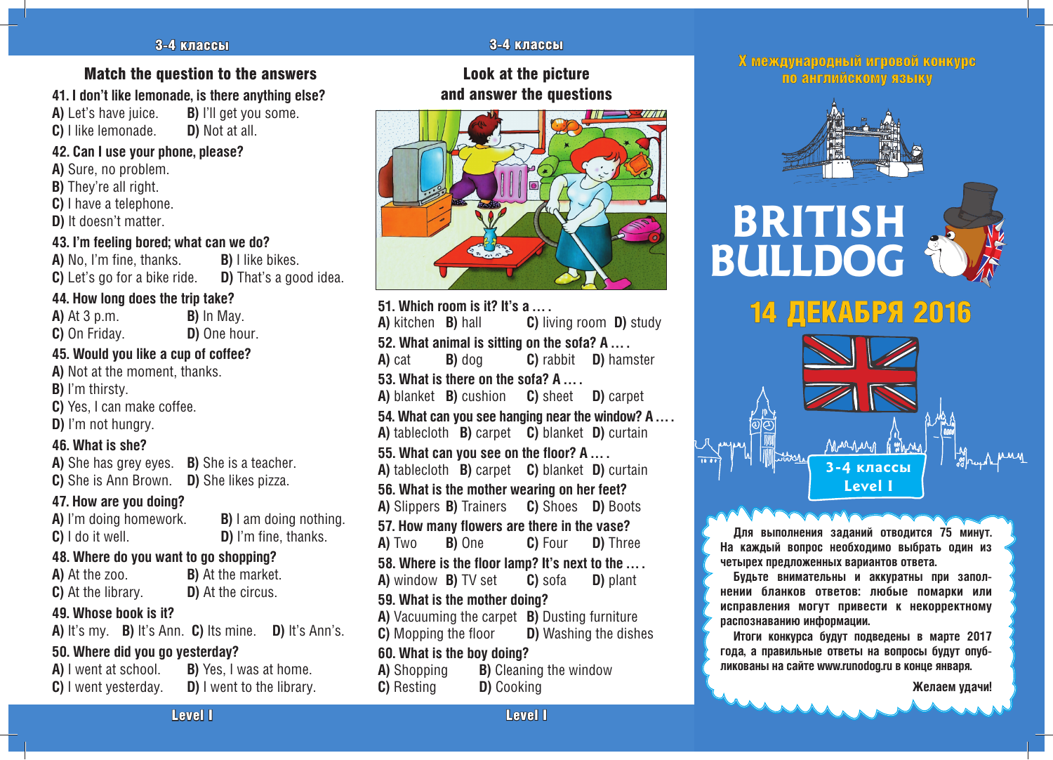## Match the question to the answers

**41. I don't like lemonade, is there anything else?**
**A)** Let's have juice. **B)** I'll get you some.
**C)** I like lemonade. **D)** Not at all.

**42. Can I use your phone, please?**
**A)** Sure, no problem.
**B)** They're all right.
**C)** I have a telephone.
**D)** It doesn't matter.

**43. I'm feeling bored; what can we do?**
**A)** No, I'm fine, thanks. **B)** I like bikes.
**C)** Let's go for a bike ride. **D)** That's a good idea.

**44. How long does the trip take?**
**A)** At 3 p.m. **B)** In May.
**C)** On Friday. **D)** One hour.

**45. Would you like a cup of coffee?**
**A)** Not at the moment, thanks.
**B)** I'm thirsty.
**C)** Yes, I can make coffee.
**D)** I'm not hungry.

**46. What is she?**
**A)** She has grey eyes. **B)** She is a teacher.
**C)** She is Ann Brown. **D)** She likes pizza.

**47. How are you doing?**
**A)** I'm doing homework. **B)** I am doing nothing.
**C)** I do it well. **D)** I'm fine, thanks.

**48. Where do you want to go shopping?**
**A)** At the zoo. **B)** At the market.
**C)** At the library. **D)** At the circus.

**49. Whose book is it?**
**A)** It's my. **B)** It's Ann. **C)** Its mine. **D)** It's Ann's.

**50. Where did you go yesterday?**
**A)** I went at school. **B)** Yes, I was at home.
**C)** I went yesterday. **D)** I went to the library.

## Look at the picture and answer the questions

**51. Which room is it? It's a … .**
**A)** kitchen **B)** hall **C)** living room **D)** study

**52. What animal is sitting on the sofa? A … .**
**A)** cat **B)** dog **C)** rabbit **D)** hamster

**53. What is there on the sofa? A … .**
**A)** blanket **B)** cushion **C)** sheet **D)** carpet

**54. What can you see hanging near the window? A … .**
**A)** tablecloth **B)** carpet **C)** blanket **D)** curtain

**55. What can you see on the floor? A … .**
**A)** tablecloth **B)** carpet **C)** blanket **D)** curtain

**56. What is the mother wearing on her feet?**
**A)** Slippers **B)** Trainers **C)** Shoes **D)** Boots

**57. How many flowers are there in the vase?**
**A)** Two **B)** One **C)** Four **D)** Three

**58. Where is the floor lamp? It's next to the … .**
**A)** window **B)** TV set **C)** sofa **D)** plant

**59. What is the mother doing?**
**A)** Vacuuming the carpet **B)** Dusting furniture
**C)** Mopping the floor **D)** Washing the dishes

**60. What is the boy doing?**
**A)** Shopping **B)** Cleaning the window
**C)** Resting **D)** Cooking

---

X международный игровой конкурс по английскому языку

# BRITISH BULLDOG

## 14 ДЕКАБРЯ 2016

3-4 классы
Level I

Для выполнения заданий отводится 75 минут. На каждый вопрос необходимо выбрать один из четырех предложенных вариантов ответа.

Будьте внимательны и аккуратны при заполнении бланков ответов: любые помарки или исправления могут привести к некорректному распознаванию информации.

Итоги конкурса будут подведены в марте 2017 года, а правильные ответы на вопросы будут опубликованы на сайте www.runodog.ru в конце января.

Желаем удачи!